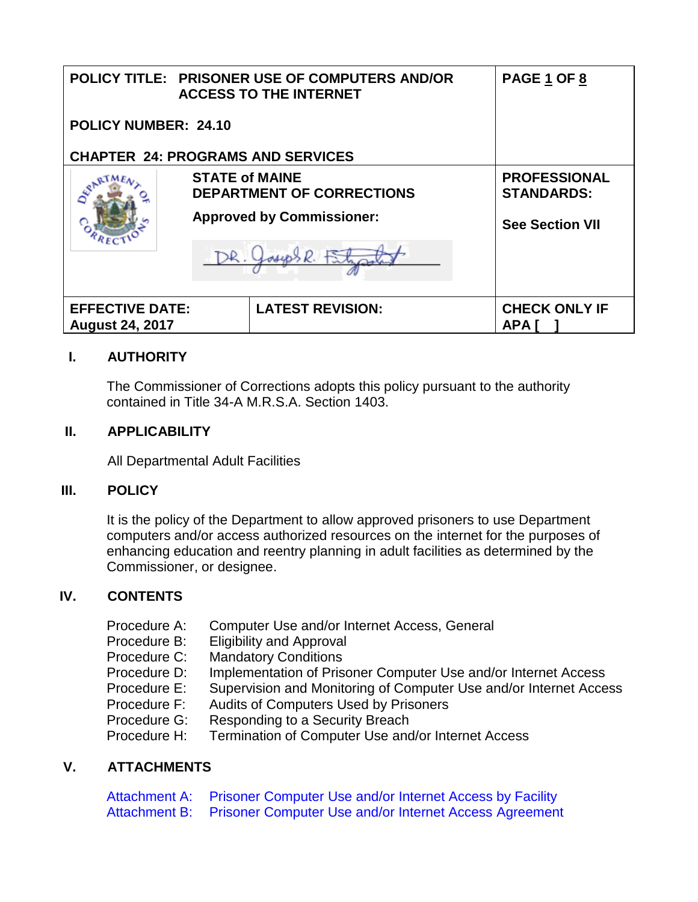| POLICY TITLE: PRISONER USE OF COMPUTERS AND/OR ACCESS TO THE INTERNET<br><br>POLICY NUMBER: 24.10<br><br>CHAPTER 24: PROGRAMS AND SERVICES | | PAGE 1 OF 8 |
|---|---|---|
| STATE of MAINE<br>DEPARTMENT OF CORRECTIONS<br><br>Approved by Commissioner: | | PROFESSIONAL STANDARDS:<br><br>See Section VII |
| EFFECTIVE DATE:<br>August 24, 2017 | LATEST REVISION: | CHECK ONLY IF APA [ ] |

## I. AUTHORITY

The Commissioner of Corrections adopts this policy pursuant to the authority contained in Title 34-A M.R.S.A. Section 1403.

## II. APPLICABILITY

All Departmental Adult Facilities

## III. POLICY

It is the policy of the Department to allow approved prisoners to use Department computers and/or access authorized resources on the internet for the purposes of enhancing education and reentry planning in adult facilities as determined by the Commissioner, or designee.

## IV. CONTENTS

Procedure A: Computer Use and/or Internet Access, General
Procedure B: Eligibility and Approval
Procedure C: Mandatory Conditions
Procedure D: Implementation of Prisoner Computer Use and/or Internet Access
Procedure E: Supervision and Monitoring of Computer Use and/or Internet Access
Procedure F: Audits of Computers Used by Prisoners
Procedure G: Responding to a Security Breach
Procedure H: Termination of Computer Use and/or Internet Access

## V. ATTACHMENTS

Attachment A: Prisoner Computer Use and/or Internet Access by Facility
Attachment B: Prisoner Computer Use and/or Internet Access Agreement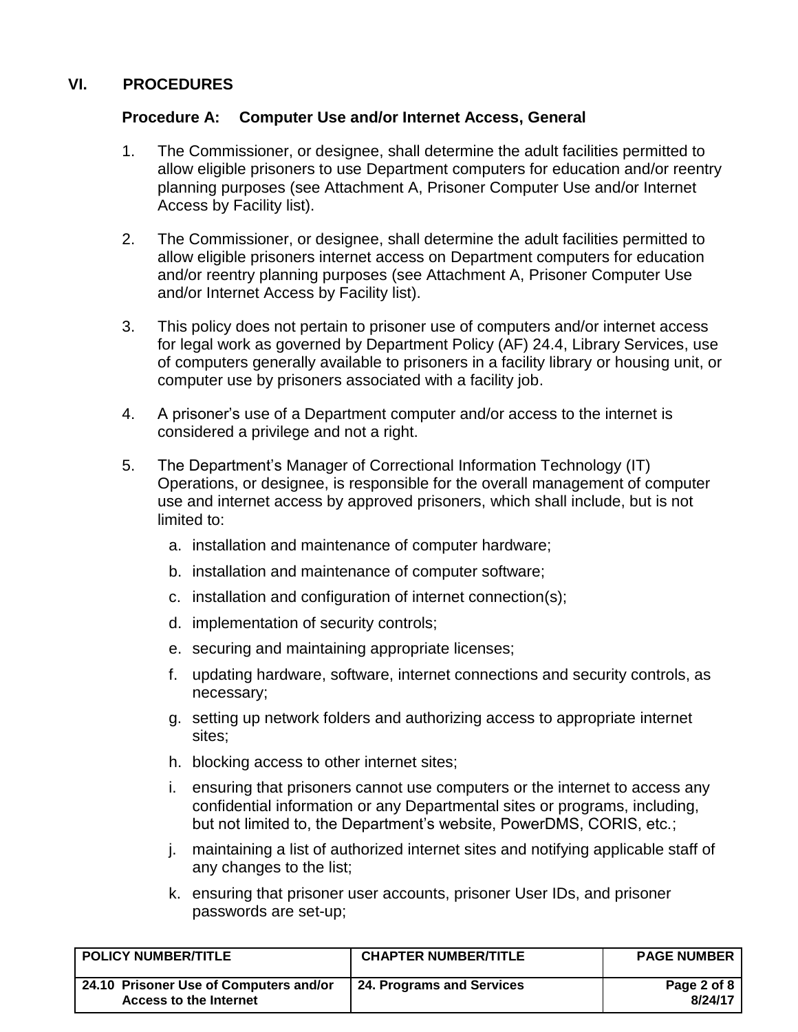## VI. PROCEDURES

### Procedure A: Computer Use and/or Internet Access, General

1. The Commissioner, or designee, shall determine the adult facilities permitted to allow eligible prisoners to use Department computers for education and/or reentry planning purposes (see Attachment A, Prisoner Computer Use and/or Internet Access by Facility list).

2. The Commissioner, or designee, shall determine the adult facilities permitted to allow eligible prisoners internet access on Department computers for education and/or reentry planning purposes (see Attachment A, Prisoner Computer Use and/or Internet Access by Facility list).

3. This policy does not pertain to prisoner use of computers and/or internet access for legal work as governed by Department Policy (AF) 24.4, Library Services, use of computers generally available to prisoners in a facility library or housing unit, or computer use by prisoners associated with a facility job.

4. A prisoner's use of a Department computer and/or access to the internet is considered a privilege and not a right.

5. The Department's Manager of Correctional Information Technology (IT) Operations, or designee, is responsible for the overall management of computer use and internet access by approved prisoners, which shall include, but is not limited to:

   a. installation and maintenance of computer hardware;

   b. installation and maintenance of computer software;

   c. installation and configuration of internet connection(s);

   d. implementation of security controls;

   e. securing and maintaining appropriate licenses;

   f. updating hardware, software, internet connections and security controls, as necessary;

   g. setting up network folders and authorizing access to appropriate internet sites;

   h. blocking access to other internet sites;

   i. ensuring that prisoners cannot use computers or the internet to access any confidential information or any Departmental sites or programs, including, but not limited to, the Department's website, PowerDMS, CORIS, etc.;

   j. maintaining a list of authorized internet sites and notifying applicable staff of any changes to the list;

   k. ensuring that prisoner user accounts, prisoner User IDs, and prisoner passwords are set-up;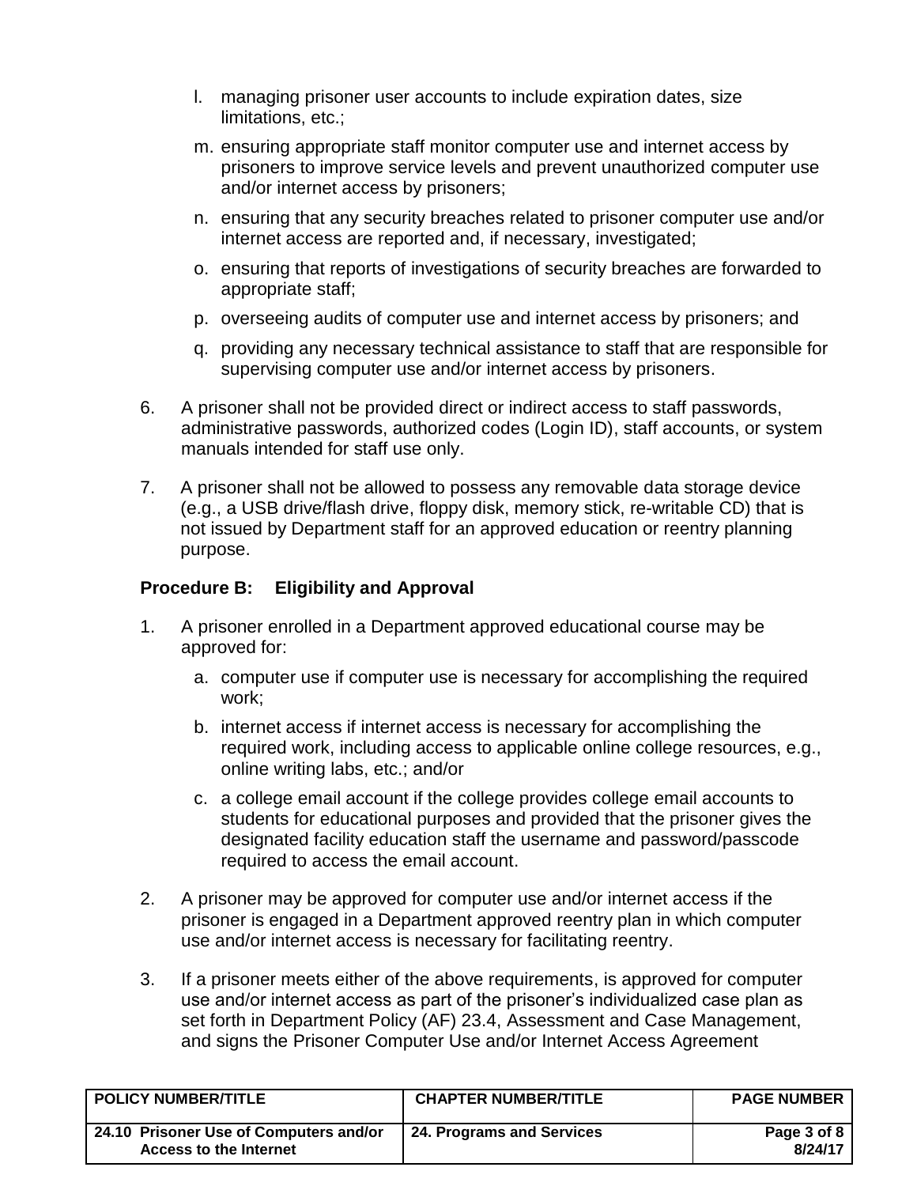l. managing prisoner user accounts to include expiration dates, size limitations, etc.;

m. ensuring appropriate staff monitor computer use and internet access by prisoners to improve service levels and prevent unauthorized computer use and/or internet access by prisoners;

n. ensuring that any security breaches related to prisoner computer use and/or internet access are reported and, if necessary, investigated;

o. ensuring that reports of investigations of security breaches are forwarded to appropriate staff;

p. overseeing audits of computer use and internet access by prisoners; and

q. providing any necessary technical assistance to staff that are responsible for supervising computer use and/or internet access by prisoners.

6. A prisoner shall not be provided direct or indirect access to staff passwords, administrative passwords, authorized codes (Login ID), staff accounts, or system manuals intended for staff use only.

7. A prisoner shall not be allowed to possess any removable data storage device (e.g., a USB drive/flash drive, floppy disk, memory stick, re-writable CD) that is not issued by Department staff for an approved education or reentry planning purpose.

**Procedure B: Eligibility and Approval**

1. A prisoner enrolled in a Department approved educational course may be approved for:

   a. computer use if computer use is necessary for accomplishing the required work;

   b. internet access if internet access is necessary for accomplishing the required work, including access to applicable online college resources, e.g., online writing labs, etc.; and/or

   c. a college email account if the college provides college email accounts to students for educational purposes and provided that the prisoner gives the designated facility education staff the username and password/passcode required to access the email account.

2. A prisoner may be approved for computer use and/or internet access if the prisoner is engaged in a Department approved reentry plan in which computer use and/or internet access is necessary for facilitating reentry.

3. If a prisoner meets either of the above requirements, is approved for computer use and/or internet access as part of the prisoner's individualized case plan as set forth in Department Policy (AF) 23.4, Assessment and Case Management, and signs the Prisoner Computer Use and/or Internet Access Agreement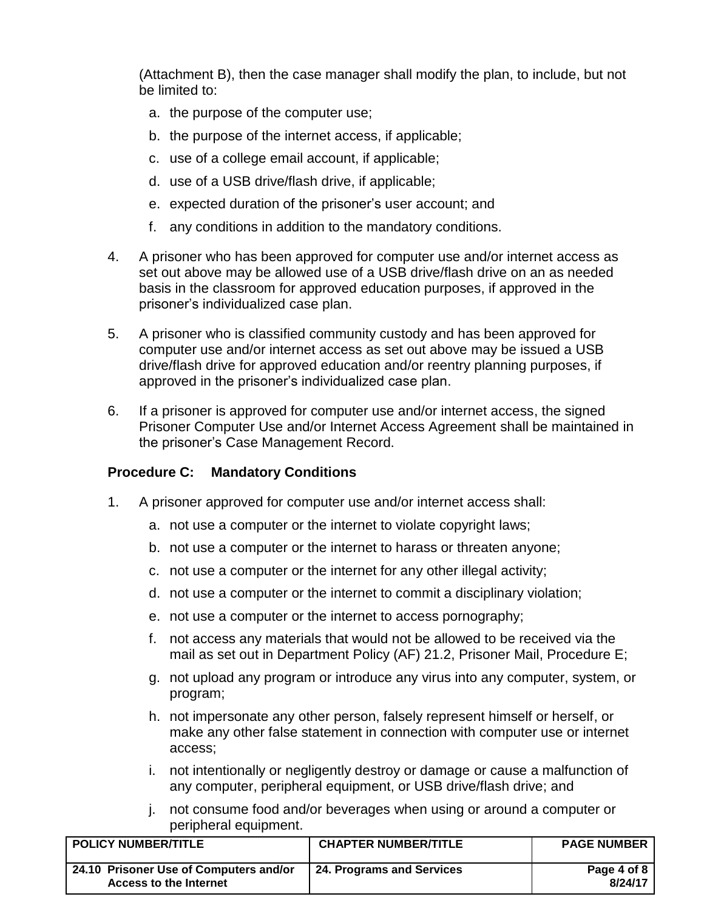(Attachment B), then the case manager shall modify the plan, to include, but not be limited to:

a. the purpose of the computer use;
b. the purpose of the internet access, if applicable;
c. use of a college email account, if applicable;
d. use of a USB drive/flash drive, if applicable;
e. expected duration of the prisoner's user account; and
f. any conditions in addition to the mandatory conditions.

4. A prisoner who has been approved for computer use and/or internet access as set out above may be allowed use of a USB drive/flash drive on an as needed basis in the classroom for approved education purposes, if approved in the prisoner's individualized case plan.

5. A prisoner who is classified community custody and has been approved for computer use and/or internet access as set out above may be issued a USB drive/flash drive for approved education and/or reentry planning purposes, if approved in the prisoner's individualized case plan.

6. If a prisoner is approved for computer use and/or internet access, the signed Prisoner Computer Use and/or Internet Access Agreement shall be maintained in the prisoner's Case Management Record.

**Procedure C: Mandatory Conditions**

1. A prisoner approved for computer use and/or internet access shall:

   a. not use a computer or the internet to violate copyright laws;
   b. not use a computer or the internet to harass or threaten anyone;
   c. not use a computer or the internet for any other illegal activity;
   d. not use a computer or the internet to commit a disciplinary violation;
   e. not use a computer or the internet to access pornography;
   f. not access any materials that would not be allowed to be received via the mail as set out in Department Policy (AF) 21.2, Prisoner Mail, Procedure E;
   g. not upload any program or introduce any virus into any computer, system, or program;
   h. not impersonate any other person, falsely represent himself or herself, or make any other false statement in connection with computer use or internet access;
   i. not intentionally or negligently destroy or damage or cause a malfunction of any computer, peripheral equipment, or USB drive/flash drive; and
   j. not consume food and/or beverages when using or around a computer or peripheral equipment.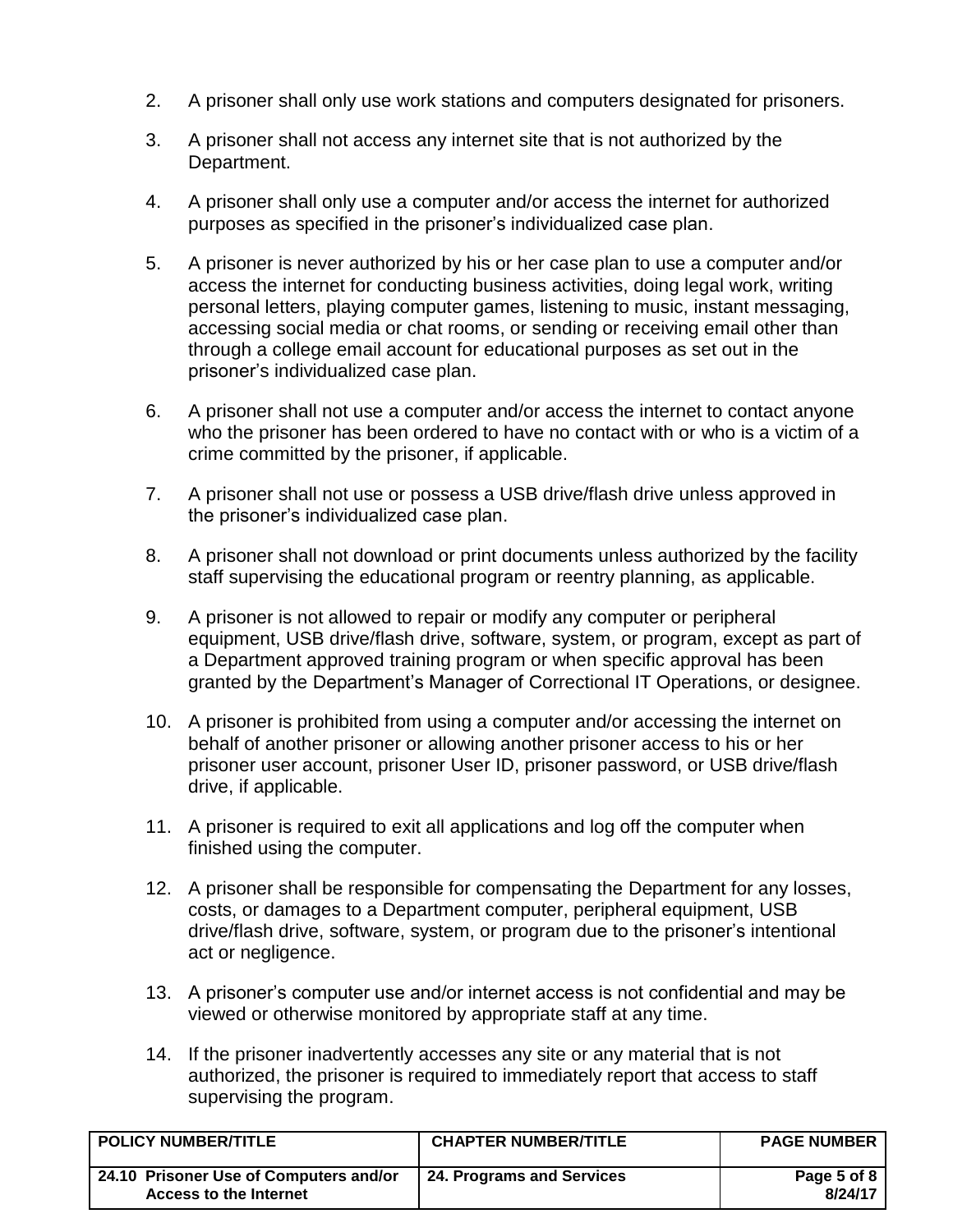2. A prisoner shall only use work stations and computers designated for prisoners.

3. A prisoner shall not access any internet site that is not authorized by the Department.

4. A prisoner shall only use a computer and/or access the internet for authorized purposes as specified in the prisoner's individualized case plan.

5. A prisoner is never authorized by his or her case plan to use a computer and/or access the internet for conducting business activities, doing legal work, writing personal letters, playing computer games, listening to music, instant messaging, accessing social media or chat rooms, or sending or receiving email other than through a college email account for educational purposes as set out in the prisoner's individualized case plan.

6. A prisoner shall not use a computer and/or access the internet to contact anyone who the prisoner has been ordered to have no contact with or who is a victim of a crime committed by the prisoner, if applicable.

7. A prisoner shall not use or possess a USB drive/flash drive unless approved in the prisoner's individualized case plan.

8. A prisoner shall not download or print documents unless authorized by the facility staff supervising the educational program or reentry planning, as applicable.

9. A prisoner is not allowed to repair or modify any computer or peripheral equipment, USB drive/flash drive, software, system, or program, except as part of a Department approved training program or when specific approval has been granted by the Department's Manager of Correctional IT Operations, or designee.

10. A prisoner is prohibited from using a computer and/or accessing the internet on behalf of another prisoner or allowing another prisoner access to his or her prisoner user account, prisoner User ID, prisoner password, or USB drive/flash drive, if applicable.

11. A prisoner is required to exit all applications and log off the computer when finished using the computer.

12. A prisoner shall be responsible for compensating the Department for any losses, costs, or damages to a Department computer, peripheral equipment, USB drive/flash drive, software, system, or program due to the prisoner's intentional act or negligence.

13. A prisoner's computer use and/or internet access is not confidential and may be viewed or otherwise monitored by appropriate staff at any time.

14. If the prisoner inadvertently accesses any site or any material that is not authorized, the prisoner is required to immediately report that access to staff supervising the program.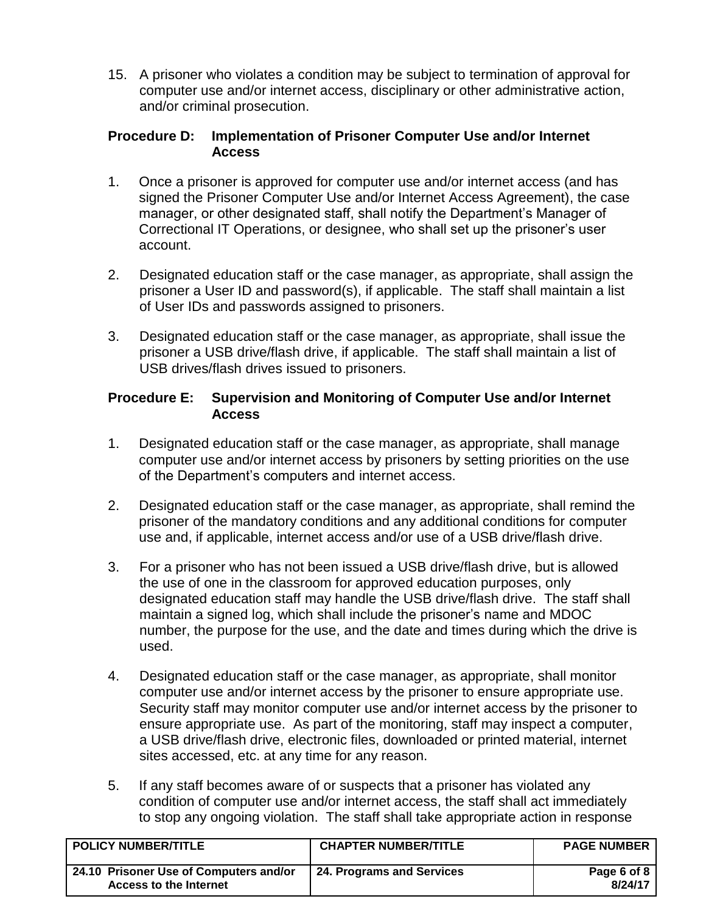15. A prisoner who violates a condition may be subject to termination of approval for computer use and/or internet access, disciplinary or other administrative action, and/or criminal prosecution.

**Procedure D: Implementation of Prisoner Computer Use and/or Internet Access**

1. Once a prisoner is approved for computer use and/or internet access (and has signed the Prisoner Computer Use and/or Internet Access Agreement), the case manager, or other designated staff, shall notify the Department's Manager of Correctional IT Operations, or designee, who shall set up the prisoner's user account.

2. Designated education staff or the case manager, as appropriate, shall assign the prisoner a User ID and password(s), if applicable. The staff shall maintain a list of User IDs and passwords assigned to prisoners.

3. Designated education staff or the case manager, as appropriate, shall issue the prisoner a USB drive/flash drive, if applicable. The staff shall maintain a list of USB drives/flash drives issued to prisoners.

**Procedure E: Supervision and Monitoring of Computer Use and/or Internet Access**

1. Designated education staff or the case manager, as appropriate, shall manage computer use and/or internet access by prisoners by setting priorities on the use of the Department's computers and internet access.

2. Designated education staff or the case manager, as appropriate, shall remind the prisoner of the mandatory conditions and any additional conditions for computer use and, if applicable, internet access and/or use of a USB drive/flash drive.

3. For a prisoner who has not been issued a USB drive/flash drive, but is allowed the use of one in the classroom for approved education purposes, only designated education staff may handle the USB drive/flash drive. The staff shall maintain a signed log, which shall include the prisoner's name and MDOC number, the purpose for the use, and the date and times during which the drive is used.

4. Designated education staff or the case manager, as appropriate, shall monitor computer use and/or internet access by the prisoner to ensure appropriate use. Security staff may monitor computer use and/or internet access by the prisoner to ensure appropriate use. As part of the monitoring, staff may inspect a computer, a USB drive/flash drive, electronic files, downloaded or printed material, internet sites accessed, etc. at any time for any reason.

5. If any staff becomes aware of or suspects that a prisoner has violated any condition of computer use and/or internet access, the staff shall act immediately to stop any ongoing violation. The staff shall take appropriate action in response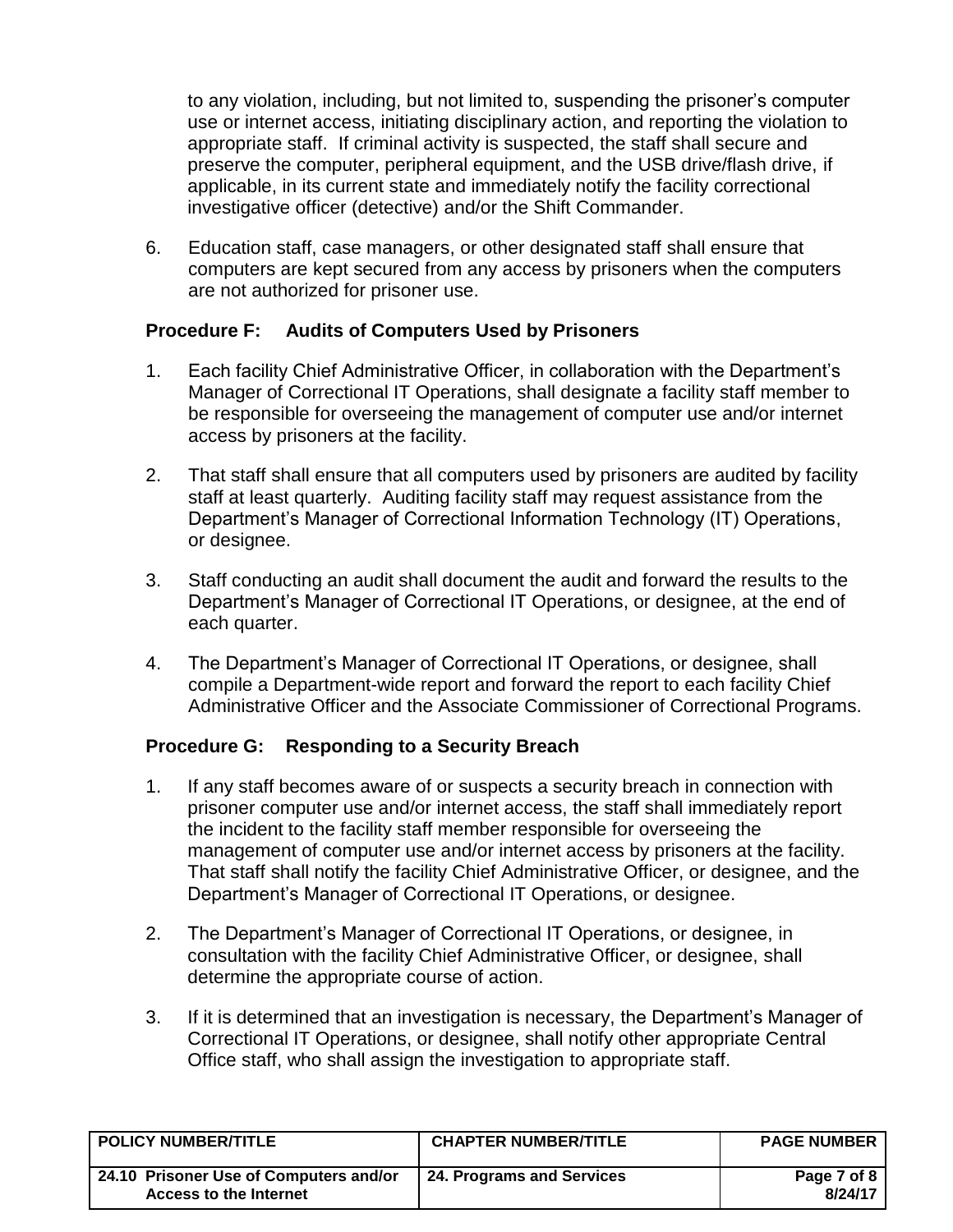to any violation, including, but not limited to, suspending the prisoner's computer use or internet access, initiating disciplinary action, and reporting the violation to appropriate staff. If criminal activity is suspected, the staff shall secure and preserve the computer, peripheral equipment, and the USB drive/flash drive, if applicable, in its current state and immediately notify the facility correctional investigative officer (detective) and/or the Shift Commander.

6. Education staff, case managers, or other designated staff shall ensure that computers are kept secured from any access by prisoners when the computers are not authorized for prisoner use.

### Procedure F: Audits of Computers Used by Prisoners

1. Each facility Chief Administrative Officer, in collaboration with the Department's Manager of Correctional IT Operations, shall designate a facility staff member to be responsible for overseeing the management of computer use and/or internet access by prisoners at the facility.

2. That staff shall ensure that all computers used by prisoners are audited by facility staff at least quarterly. Auditing facility staff may request assistance from the Department's Manager of Correctional Information Technology (IT) Operations, or designee.

3. Staff conducting an audit shall document the audit and forward the results to the Department's Manager of Correctional IT Operations, or designee, at the end of each quarter.

4. The Department's Manager of Correctional IT Operations, or designee, shall compile a Department-wide report and forward the report to each facility Chief Administrative Officer and the Associate Commissioner of Correctional Programs.

### Procedure G: Responding to a Security Breach

1. If any staff becomes aware of or suspects a security breach in connection with prisoner computer use and/or internet access, the staff shall immediately report the incident to the facility staff member responsible for overseeing the management of computer use and/or internet access by prisoners at the facility. That staff shall notify the facility Chief Administrative Officer, or designee, and the Department's Manager of Correctional IT Operations, or designee.

2. The Department's Manager of Correctional IT Operations, or designee, in consultation with the facility Chief Administrative Officer, or designee, shall determine the appropriate course of action.

3. If it is determined that an investigation is necessary, the Department's Manager of Correctional IT Operations, or designee, shall notify other appropriate Central Office staff, who shall assign the investigation to appropriate staff.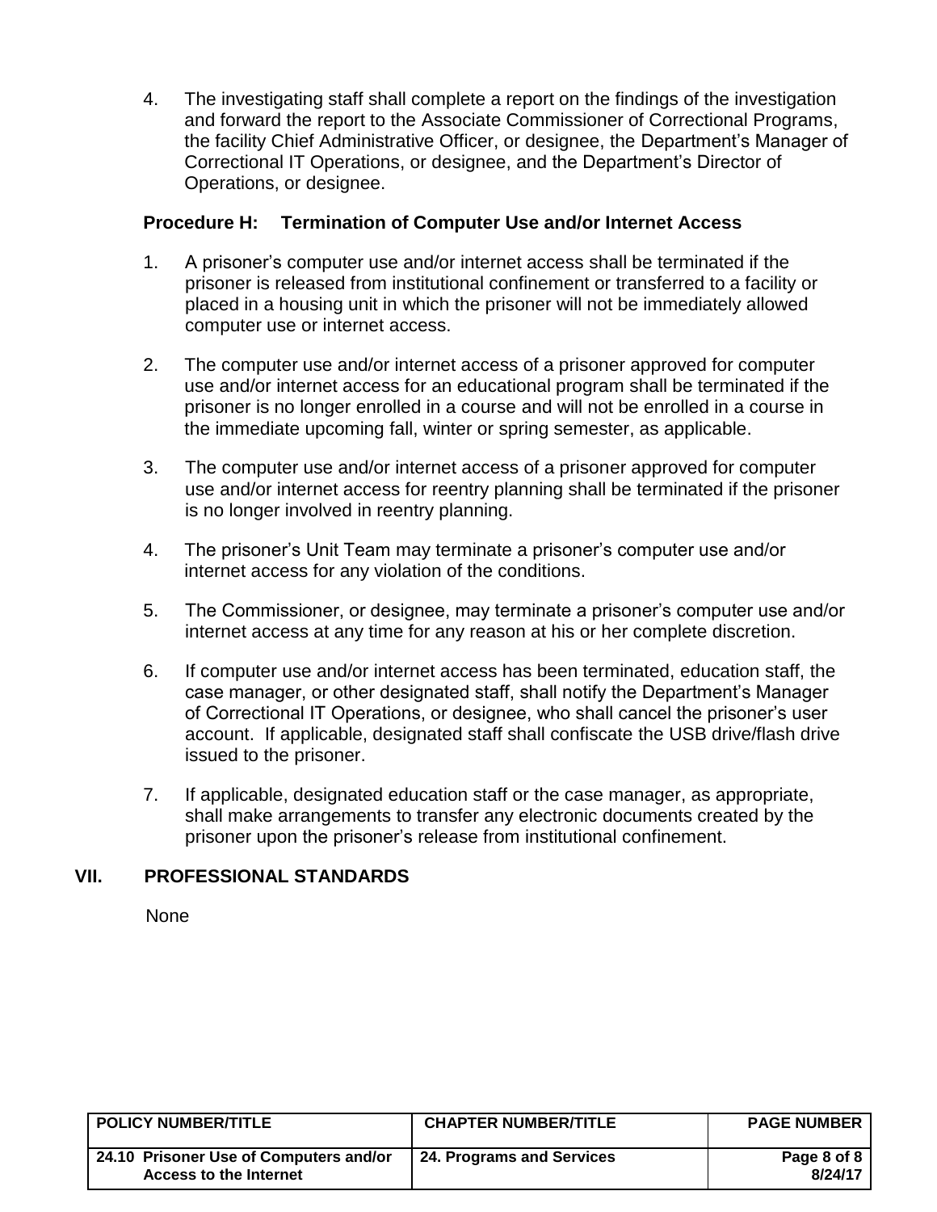4. The investigating staff shall complete a report on the findings of the investigation and forward the report to the Associate Commissioner of Correctional Programs, the facility Chief Administrative Officer, or designee, the Department's Manager of Correctional IT Operations, or designee, and the Department's Director of Operations, or designee.

**Procedure H: Termination of Computer Use and/or Internet Access**

1. A prisoner's computer use and/or internet access shall be terminated if the prisoner is released from institutional confinement or transferred to a facility or placed in a housing unit in which the prisoner will not be immediately allowed computer use or internet access.

2. The computer use and/or internet access of a prisoner approved for computer use and/or internet access for an educational program shall be terminated if the prisoner is no longer enrolled in a course and will not be enrolled in a course in the immediate upcoming fall, winter or spring semester, as applicable.

3. The computer use and/or internet access of a prisoner approved for computer use and/or internet access for reentry planning shall be terminated if the prisoner is no longer involved in reentry planning.

4. The prisoner's Unit Team may terminate a prisoner's computer use and/or internet access for any violation of the conditions.

5. The Commissioner, or designee, may terminate a prisoner's computer use and/or internet access at any time for any reason at his or her complete discretion.

6. If computer use and/or internet access has been terminated, education staff, the case manager, or other designated staff, shall notify the Department's Manager of Correctional IT Operations, or designee, who shall cancel the prisoner's user account. If applicable, designated staff shall confiscate the USB drive/flash drive issued to the prisoner.

7. If applicable, designated education staff or the case manager, as appropriate, shall make arrangements to transfer any electronic documents created by the prisoner upon the prisoner's release from institutional confinement.

## VII. PROFESSIONAL STANDARDS

None